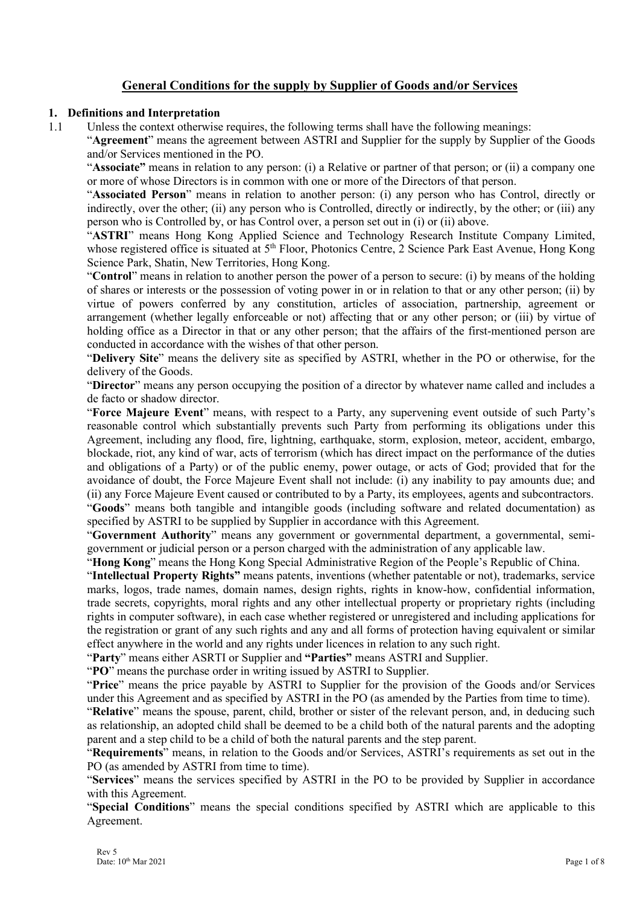# General Conditions for the supply by Supplier of Goods and/or Services

## 1. Definitions and Interpretation

1.1 Unless the context otherwise requires, the following terms shall have the following meanings:

"**Agreement**" means the agreement between ASTRI and Supplier for the supply by Supplier of the Goods and/or Services mentioned in the PO.

"**Associate"** means in relation to any person: (i) a Relative or partner of that person; or (ii) a company one or more of whose Directors is in common with one or more of the Directors of that person.

"**Associated Person**" means in relation to another person: (i) any person who has Control, directly or indirectly, over the other; (ii) any person who is Controlled, directly or indirectly, by the other; or (iii) any person who is Controlled by, or has Control over, a person set out in (i) or (ii) above.

"**ASTRI**" means Hong Kong Applied Science and Technology Research Institute Company Limited, whose registered office is situated at 5th Floor, Photonics Centre, 2 Science Park East Avenue, Hong Kong Science Park, Shatin, New Territories, Hong Kong.

"**Control**" means in relation to another person the power of a person to secure: (i) by means of the holding of shares or interests or the possession of voting power in or in relation to that or any other person; (ii) by virtue of powers conferred by any constitution, articles of association, partnership, agreement or arrangement (whether legally enforceable or not) affecting that or any other person; or (iii) by virtue of holding office as a Director in that or any other person; that the affairs of the first-mentioned person are conducted in accordance with the wishes of that other person.

"**Delivery Site**" means the delivery site as specified by ASTRI, whether in the PO or otherwise, for the delivery of the Goods.

"**Director**" means any person occupying the position of a director by whatever name called and includes a de facto or shadow director.

"**Force Majeure Event**" means, with respect to a Party, any supervening event outside of such Party's reasonable control which substantially prevents such Party from performing its obligations under this Agreement, including any flood, fire, lightning, earthquake, storm, explosion, meteor, accident, embargo, blockade, riot, any kind of war, acts of terrorism (which has direct impact on the performance of the duties and obligations of a Party) or of the public enemy, power outage, or acts of God; provided that for the avoidance of doubt, the Force Majeure Event shall not include: (i) any inability to pay amounts due; and (ii) any Force Majeure Event caused or contributed to by a Party, its employees, agents and subcontractors.

"**Goods**" means both tangible and intangible goods (including software and related documentation) as specified by ASTRI to be supplied by Supplier in accordance with this Agreement.

"**Government Authority**" means any government or governmental department, a governmental, semi-government or judicial person or a person charged with the administration of any applicable law.

"**Hong Kong**" means the Hong Kong Special Administrative Region of the People's Republic of China.

"**Intellectual Property Rights"** means patents, inventions (whether patentable or not), trademarks, service marks, logos, trade names, domain names, design rights, rights in know-how, confidential information, trade secrets, copyrights, moral rights and any other intellectual property or proprietary rights (including rights in computer software), in each case whether registered or unregistered and including applications for the registration or grant of any such rights and any and all forms of protection having equivalent or similar effect anywhere in the world and any rights under licences in relation to any such right.

"**Party**" means either ASRTI or Supplier and **"Parties"** means ASTRI and Supplier.

"**PO**" means the purchase order in writing issued by ASTRI to Supplier.

"**Price**" means the price payable by ASTRI to Supplier for the provision of the Goods and/or Services under this Agreement and as specified by ASTRI in the PO (as amended by the Parties from time to time).

"**Relative**" means the spouse, parent, child, brother or sister of the relevant person, and, in deducing such as relationship, an adopted child shall be deemed to be a child both of the natural parents and the adopting parent and a step child to be a child of both the natural parents and the step parent.

"**Requirements**" means, in relation to the Goods and/or Services, ASTRI's requirements as set out in the PO (as amended by ASTRI from time to time).

"**Services**" means the services specified by ASTRI in the PO to be provided by Supplier in accordance with this Agreement.

"**Special Conditions**" means the special conditions specified by ASTRI which are applicable to this Agreement.

Rev 5
Date: 10th Mar 2021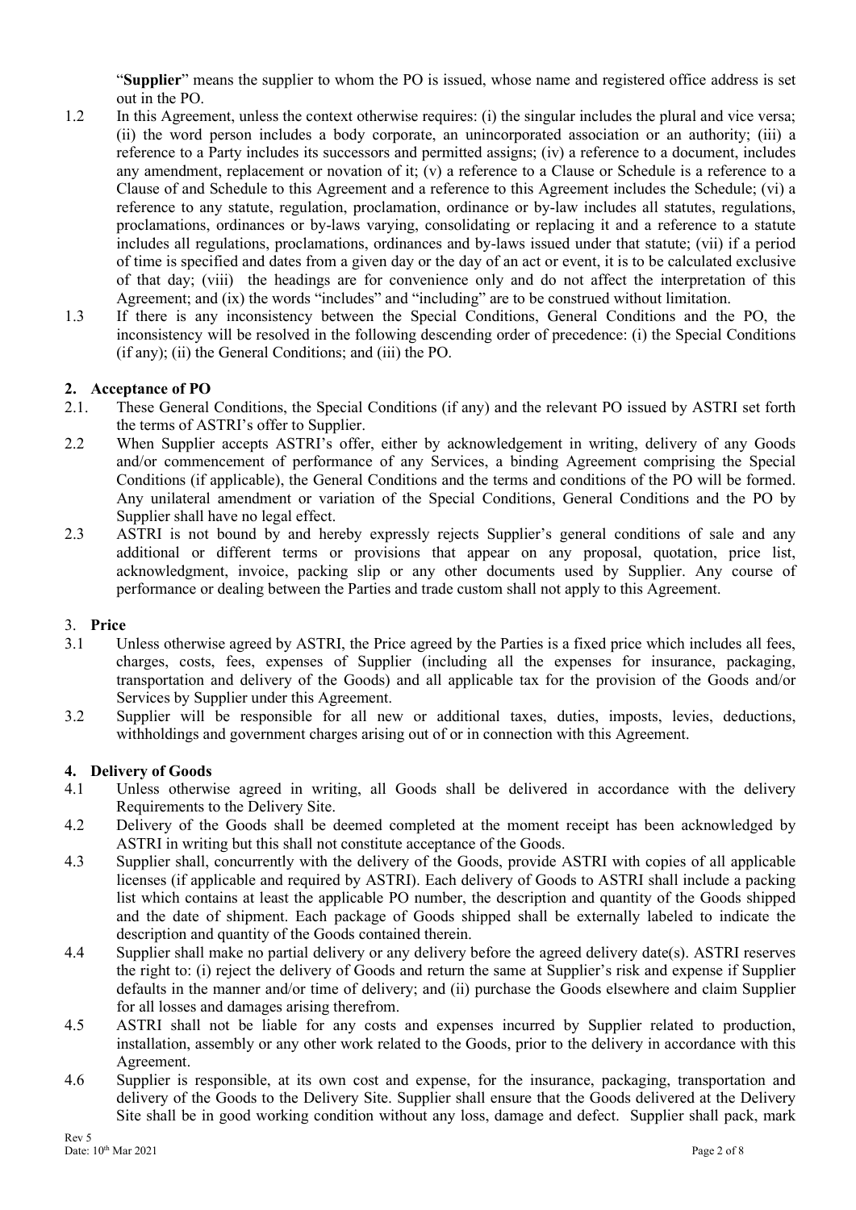"**Supplier**" means the supplier to whom the PO is issued, whose name and registered office address is set out in the PO.

1.2 In this Agreement, unless the context otherwise requires: (i) the singular includes the plural and vice versa; (ii) the word person includes a body corporate, an unincorporated association or an authority; (iii) a reference to a Party includes its successors and permitted assigns; (iv) a reference to a document, includes any amendment, replacement or novation of it; (v) a reference to a Clause or Schedule is a reference to a Clause of and Schedule to this Agreement and a reference to this Agreement includes the Schedule; (vi) a reference to any statute, regulation, proclamation, ordinance or by-law includes all statutes, regulations, proclamations, ordinances or by-laws varying, consolidating or replacing it and a reference to a statute includes all regulations, proclamations, ordinances and by-laws issued under that statute; (vii) if a period of time is specified and dates from a given day or the day of an act or event, it is to be calculated exclusive of that day; (viii) the headings are for convenience only and do not affect the interpretation of this Agreement; and (ix) the words "includes" and "including" are to be construed without limitation.

1.3 If there is any inconsistency between the Special Conditions, General Conditions and the PO, the inconsistency will be resolved in the following descending order of precedence: (i) the Special Conditions (if any); (ii) the General Conditions; and (iii) the PO.

## 2. Acceptance of PO

2.1. These General Conditions, the Special Conditions (if any) and the relevant PO issued by ASTRI set forth the terms of ASTRI's offer to Supplier.

2.2 When Supplier accepts ASTRI's offer, either by acknowledgement in writing, delivery of any Goods and/or commencement of performance of any Services, a binding Agreement comprising the Special Conditions (if applicable), the General Conditions and the terms and conditions of the PO will be formed. Any unilateral amendment or variation of the Special Conditions, General Conditions and the PO by Supplier shall have no legal effect.

2.3 ASTRI is not bound by and hereby expressly rejects Supplier's general conditions of sale and any additional or different terms or provisions that appear on any proposal, quotation, price list, acknowledgment, invoice, packing slip or any other documents used by Supplier. Any course of performance or dealing between the Parties and trade custom shall not apply to this Agreement.

## 3. Price

3.1 Unless otherwise agreed by ASTRI, the Price agreed by the Parties is a fixed price which includes all fees, charges, costs, fees, expenses of Supplier (including all the expenses for insurance, packaging, transportation and delivery of the Goods) and all applicable tax for the provision of the Goods and/or Services by Supplier under this Agreement.

3.2 Supplier will be responsible for all new or additional taxes, duties, imposts, levies, deductions, withholdings and government charges arising out of or in connection with this Agreement.

## 4. Delivery of Goods

4.1 Unless otherwise agreed in writing, all Goods shall be delivered in accordance with the delivery Requirements to the Delivery Site.

4.2 Delivery of the Goods shall be deemed completed at the moment receipt has been acknowledged by ASTRI in writing but this shall not constitute acceptance of the Goods.

4.3 Supplier shall, concurrently with the delivery of the Goods, provide ASTRI with copies of all applicable licenses (if applicable and required by ASTRI). Each delivery of Goods to ASTRI shall include a packing list which contains at least the applicable PO number, the description and quantity of the Goods shipped and the date of shipment. Each package of Goods shipped shall be externally labeled to indicate the description and quantity of the Goods contained therein.

4.4 Supplier shall make no partial delivery or any delivery before the agreed delivery date(s). ASTRI reserves the right to: (i) reject the delivery of Goods and return the same at Supplier's risk and expense if Supplier defaults in the manner and/or time of delivery; and (ii) purchase the Goods elsewhere and claim Supplier for all losses and damages arising therefrom.

4.5 ASTRI shall not be liable for any costs and expenses incurred by Supplier related to production, installation, assembly or any other work related to the Goods, prior to the delivery in accordance with this Agreement.

4.6 Supplier is responsible, at its own cost and expense, for the insurance, packaging, transportation and delivery of the Goods to the Delivery Site. Supplier shall ensure that the Goods delivered at the Delivery Site shall be in good working condition without any loss, damage and defect. Supplier shall pack, mark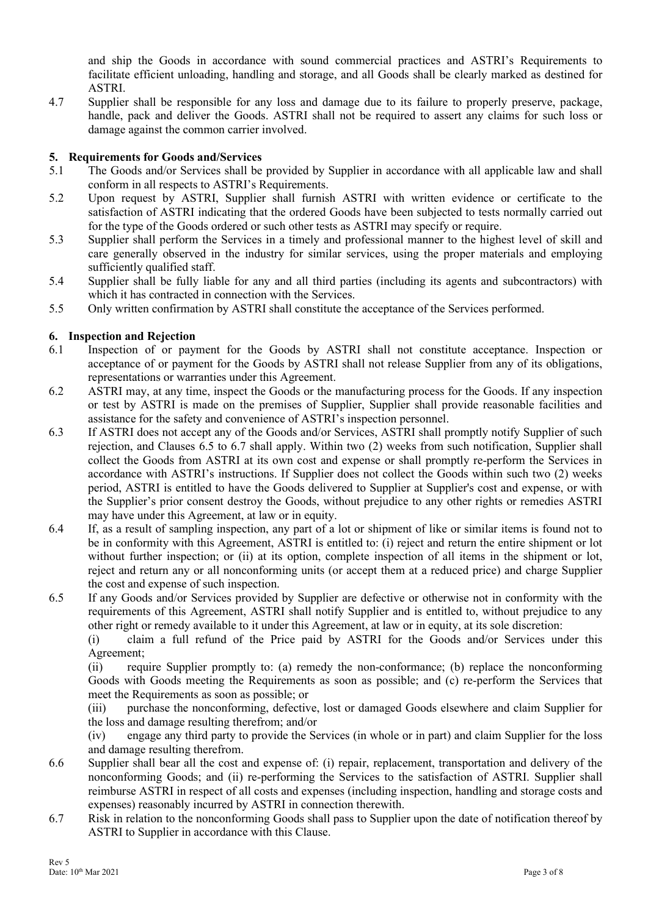and ship the Goods in accordance with sound commercial practices and ASTRI's Requirements to facilitate efficient unloading, handling and storage, and all Goods shall be clearly marked as destined for ASTRI.

4.7 Supplier shall be responsible for any loss and damage due to its failure to properly preserve, package, handle, pack and deliver the Goods. ASTRI shall not be required to assert any claims for such loss or damage against the common carrier involved.

## 5. Requirements for Goods and/Services

5.1 The Goods and/or Services shall be provided by Supplier in accordance with all applicable law and shall conform in all respects to ASTRI's Requirements.

5.2 Upon request by ASTRI, Supplier shall furnish ASTRI with written evidence or certificate to the satisfaction of ASTRI indicating that the ordered Goods have been subjected to tests normally carried out for the type of the Goods ordered or such other tests as ASTRI may specify or require.

5.3 Supplier shall perform the Services in a timely and professional manner to the highest level of skill and care generally observed in the industry for similar services, using the proper materials and employing sufficiently qualified staff.

5.4 Supplier shall be fully liable for any and all third parties (including its agents and subcontractors) with which it has contracted in connection with the Services.

5.5 Only written confirmation by ASTRI shall constitute the acceptance of the Services performed.

## 6. Inspection and Rejection

6.1 Inspection of or payment for the Goods by ASTRI shall not constitute acceptance. Inspection or acceptance of or payment for the Goods by ASTRI shall not release Supplier from any of its obligations, representations or warranties under this Agreement.

6.2 ASTRI may, at any time, inspect the Goods or the manufacturing process for the Goods. If any inspection or test by ASTRI is made on the premises of Supplier, Supplier shall provide reasonable facilities and assistance for the safety and convenience of ASTRI's inspection personnel.

6.3 If ASTRI does not accept any of the Goods and/or Services, ASTRI shall promptly notify Supplier of such rejection, and Clauses 6.5 to 6.7 shall apply. Within two (2) weeks from such notification, Supplier shall collect the Goods from ASTRI at its own cost and expense or shall promptly re-perform the Services in accordance with ASTRI's instructions. If Supplier does not collect the Goods within such two (2) weeks period, ASTRI is entitled to have the Goods delivered to Supplier at Supplier's cost and expense, or with the Supplier's prior consent destroy the Goods, without prejudice to any other rights or remedies ASTRI may have under this Agreement, at law or in equity.

6.4 If, as a result of sampling inspection, any part of a lot or shipment of like or similar items is found not to be in conformity with this Agreement, ASTRI is entitled to: (i) reject and return the entire shipment or lot without further inspection; or (ii) at its option, complete inspection of all items in the shipment or lot, reject and return any or all nonconforming units (or accept them at a reduced price) and charge Supplier the cost and expense of such inspection.

6.5 If any Goods and/or Services provided by Supplier are defective or otherwise not in conformity with the requirements of this Agreement, ASTRI shall notify Supplier and is entitled to, without prejudice to any other right or remedy available to it under this Agreement, at law or in equity, at its sole discretion:

(i) claim a full refund of the Price paid by ASTRI for the Goods and/or Services under this Agreement;

(ii) require Supplier promptly to: (a) remedy the non-conformance; (b) replace the nonconforming Goods with Goods meeting the Requirements as soon as possible; and (c) re-perform the Services that meet the Requirements as soon as possible; or

(iii) purchase the nonconforming, defective, lost or damaged Goods elsewhere and claim Supplier for the loss and damage resulting therefrom; and/or

(iv) engage any third party to provide the Services (in whole or in part) and claim Supplier for the loss and damage resulting therefrom.

6.6 Supplier shall bear all the cost and expense of: (i) repair, replacement, transportation and delivery of the nonconforming Goods; and (ii) re-performing the Services to the satisfaction of ASTRI. Supplier shall reimburse ASTRI in respect of all costs and expenses (including inspection, handling and storage costs and expenses) reasonably incurred by ASTRI in connection therewith.

6.7 Risk in relation to the nonconforming Goods shall pass to Supplier upon the date of notification thereof by ASTRI to Supplier in accordance with this Clause.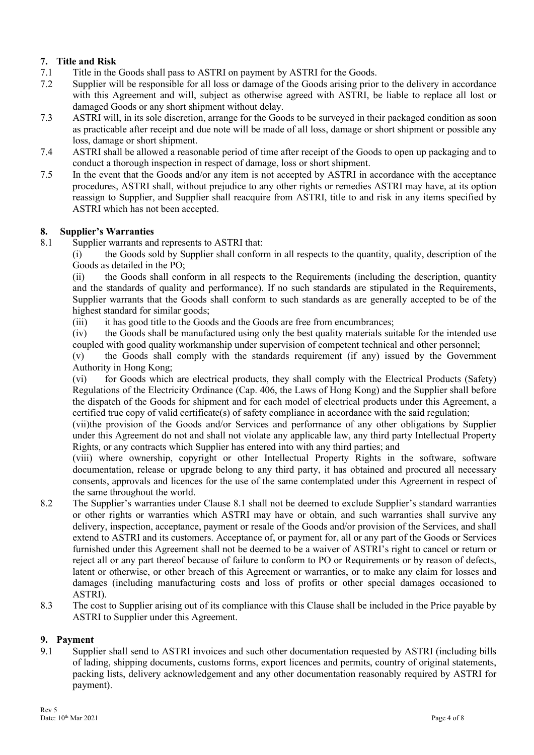## 7. Title and Risk

7.1 Title in the Goods shall pass to ASTRI on payment by ASTRI for the Goods.

7.2 Supplier will be responsible for all loss or damage of the Goods arising prior to the delivery in accordance with this Agreement and will, subject as otherwise agreed with ASTRI, be liable to replace all lost or damaged Goods or any short shipment without delay.

7.3 ASTRI will, in its sole discretion, arrange for the Goods to be surveyed in their packaged condition as soon as practicable after receipt and due note will be made of all loss, damage or short shipment or possible any loss, damage or short shipment.

7.4 ASTRI shall be allowed a reasonable period of time after receipt of the Goods to open up packaging and to conduct a thorough inspection in respect of damage, loss or short shipment.

7.5 In the event that the Goods and/or any item is not accepted by ASTRI in accordance with the acceptance procedures, ASTRI shall, without prejudice to any other rights or remedies ASTRI may have, at its option reassign to Supplier, and Supplier shall reacquire from ASTRI, title to and risk in any items specified by ASTRI which has not been accepted.

## 8. Supplier's Warranties

8.1 Supplier warrants and represents to ASTRI that:

(i) the Goods sold by Supplier shall conform in all respects to the quantity, quality, description of the Goods as detailed in the PO;

(ii) the Goods shall conform in all respects to the Requirements (including the description, quantity and the standards of quality and performance). If no such standards are stipulated in the Requirements, Supplier warrants that the Goods shall conform to such standards as are generally accepted to be of the highest standard for similar goods;

(iii) it has good title to the Goods and the Goods are free from encumbrances;

(iv) the Goods shall be manufactured using only the best quality materials suitable for the intended use coupled with good quality workmanship under supervision of competent technical and other personnel;

(v) the Goods shall comply with the standards requirement (if any) issued by the Government Authority in Hong Kong;

(vi) for Goods which are electrical products, they shall comply with the Electrical Products (Safety) Regulations of the Electricity Ordinance (Cap. 406, the Laws of Hong Kong) and the Supplier shall before the dispatch of the Goods for shipment and for each model of electrical products under this Agreement, a certified true copy of valid certificate(s) of safety compliance in accordance with the said regulation;

(vii)the provision of the Goods and/or Services and performance of any other obligations by Supplier under this Agreement do not and shall not violate any applicable law, any third party Intellectual Property Rights, or any contracts which Supplier has entered into with any third parties; and

(viii) where ownership, copyright or other Intellectual Property Rights in the software, software documentation, release or upgrade belong to any third party, it has obtained and procured all necessary consents, approvals and licences for the use of the same contemplated under this Agreement in respect of the same throughout the world.

8.2 The Supplier's warranties under Clause 8.1 shall not be deemed to exclude Supplier's standard warranties or other rights or warranties which ASTRI may have or obtain, and such warranties shall survive any delivery, inspection, acceptance, payment or resale of the Goods and/or provision of the Services, and shall extend to ASTRI and its customers. Acceptance of, or payment for, all or any part of the Goods or Services furnished under this Agreement shall not be deemed to be a waiver of ASTRI's right to cancel or return or reject all or any part thereof because of failure to conform to PO or Requirements or by reason of defects, latent or otherwise, or other breach of this Agreement or warranties, or to make any claim for losses and damages (including manufacturing costs and loss of profits or other special damages occasioned to ASTRI).

8.3 The cost to Supplier arising out of its compliance with this Clause shall be included in the Price payable by ASTRI to Supplier under this Agreement.

## 9. Payment

9.1 Supplier shall send to ASTRI invoices and such other documentation requested by ASTRI (including bills of lading, shipping documents, customs forms, export licences and permits, country of original statements, packing lists, delivery acknowledgement and any other documentation reasonably required by ASTRI for payment).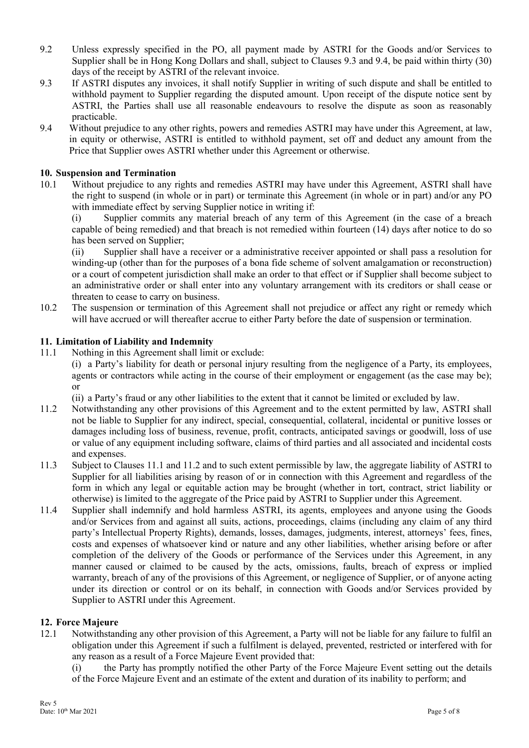9.2 Unless expressly specified in the PO, all payment made by ASTRI for the Goods and/or Services to Supplier shall be in Hong Kong Dollars and shall, subject to Clauses 9.3 and 9.4, be paid within thirty (30) days of the receipt by ASTRI of the relevant invoice.

9.3 If ASTRI disputes any invoices, it shall notify Supplier in writing of such dispute and shall be entitled to withhold payment to Supplier regarding the disputed amount. Upon receipt of the dispute notice sent by ASTRI, the Parties shall use all reasonable endeavours to resolve the dispute as soon as reasonably practicable.

9.4 Without prejudice to any other rights, powers and remedies ASTRI may have under this Agreement, at law, in equity or otherwise, ASTRI is entitled to withhold payment, set off and deduct any amount from the Price that Supplier owes ASTRI whether under this Agreement or otherwise.

## 10. Suspension and Termination

10.1 Without prejudice to any rights and remedies ASTRI may have under this Agreement, ASTRI shall have the right to suspend (in whole or in part) or terminate this Agreement (in whole or in part) and/or any PO with immediate effect by serving Supplier notice in writing if:

(i) Supplier commits any material breach of any term of this Agreement (in the case of a breach capable of being remedied) and that breach is not remedied within fourteen (14) days after notice to do so has been served on Supplier;

(ii) Supplier shall have a receiver or a administrative receiver appointed or shall pass a resolution for winding-up (other than for the purposes of a bona fide scheme of solvent amalgamation or reconstruction) or a court of competent jurisdiction shall make an order to that effect or if Supplier shall become subject to an administrative order or shall enter into any voluntary arrangement with its creditors or shall cease or threaten to cease to carry on business.

10.2 The suspension or termination of this Agreement shall not prejudice or affect any right or remedy which will have accrued or will thereafter accrue to either Party before the date of suspension or termination.

## 11. Limitation of Liability and Indemnity

11.1 Nothing in this Agreement shall limit or exclude:

(i) a Party's liability for death or personal injury resulting from the negligence of a Party, its employees, agents or contractors while acting in the course of their employment or engagement (as the case may be); or

(ii) a Party's fraud or any other liabilities to the extent that it cannot be limited or excluded by law.

11.2 Notwithstanding any other provisions of this Agreement and to the extent permitted by law, ASTRI shall not be liable to Supplier for any indirect, special, consequential, collateral, incidental or punitive losses or damages including loss of business, revenue, profit, contracts, anticipated savings or goodwill, loss of use or value of any equipment including software, claims of third parties and all associated and incidental costs and expenses.

11.3 Subject to Clauses 11.1 and 11.2 and to such extent permissible by law, the aggregate liability of ASTRI to Supplier for all liabilities arising by reason of or in connection with this Agreement and regardless of the form in which any legal or equitable action may be brought (whether in tort, contract, strict liability or otherwise) is limited to the aggregate of the Price paid by ASTRI to Supplier under this Agreement.

11.4 Supplier shall indemnify and hold harmless ASTRI, its agents, employees and anyone using the Goods and/or Services from and against all suits, actions, proceedings, claims (including any claim of any third party's Intellectual Property Rights), demands, losses, damages, judgments, interest, attorneys' fees, fines, costs and expenses of whatsoever kind or nature and any other liabilities, whether arising before or after completion of the delivery of the Goods or performance of the Services under this Agreement, in any manner caused or claimed to be caused by the acts, omissions, faults, breach of express or implied warranty, breach of any of the provisions of this Agreement, or negligence of Supplier, or of anyone acting under its direction or control or on its behalf, in connection with Goods and/or Services provided by Supplier to ASTRI under this Agreement.

## 12. Force Majeure

12.1 Notwithstanding any other provision of this Agreement, a Party will not be liable for any failure to fulfil an obligation under this Agreement if such a fulfilment is delayed, prevented, restricted or interfered with for any reason as a result of a Force Majeure Event provided that:

(i) the Party has promptly notified the other Party of the Force Majeure Event setting out the details of the Force Majeure Event and an estimate of the extent and duration of its inability to perform; and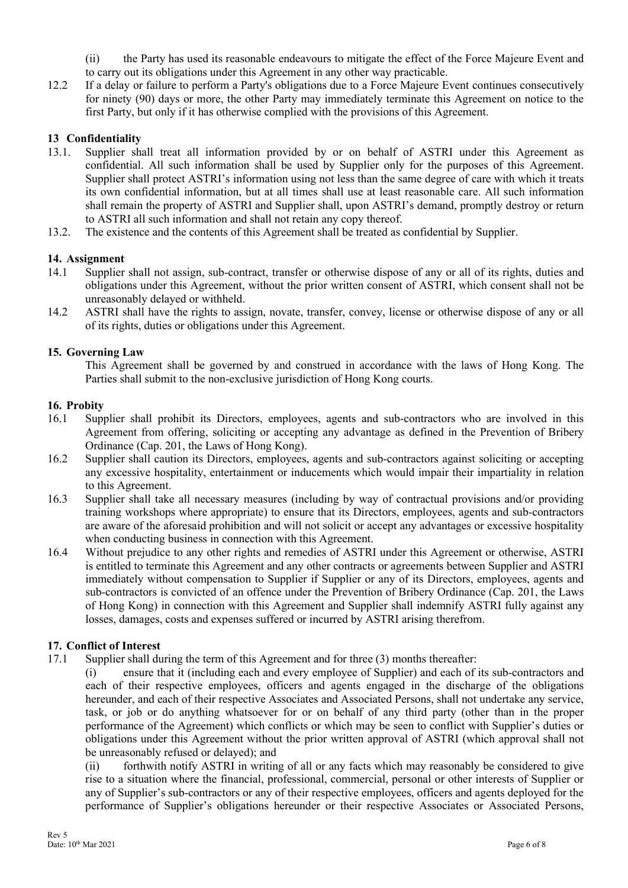(ii) the Party has used its reasonable endeavours to mitigate the effect of the Force Majeure Event and to carry out its obligations under this Agreement in any other way practicable.

12.2 If a delay or failure to perform a Party's obligations due to a Force Majeure Event continues consecutively for ninety (90) days or more, the other Party may immediately terminate this Agreement on notice to the first Party, but only if it has otherwise complied with the provisions of this Agreement.

## 13 Confidentiality

13.1. Supplier shall treat all information provided by or on behalf of ASTRI under this Agreement as confidential. All such information shall be used by Supplier only for the purposes of this Agreement. Supplier shall protect ASTRI's information using not less than the same degree of care with which it treats its own confidential information, but at all times shall use at least reasonable care. All such information shall remain the property of ASTRI and Supplier shall, upon ASTRI's demand, promptly destroy or return to ASTRI all such information and shall not retain any copy thereof.

13.2. The existence and the contents of this Agreement shall be treated as confidential by Supplier.

## 14. Assignment

14.1 Supplier shall not assign, sub-contract, transfer or otherwise dispose of any or all of its rights, duties and obligations under this Agreement, without the prior written consent of ASTRI, which consent shall not be unreasonably delayed or withheld.

14.2 ASTRI shall have the rights to assign, novate, transfer, convey, license or otherwise dispose of any or all of its rights, duties or obligations under this Agreement.

## 15. Governing Law

This Agreement shall be governed by and construed in accordance with the laws of Hong Kong. The Parties shall submit to the non-exclusive jurisdiction of Hong Kong courts.

## 16. Probity

16.1 Supplier shall prohibit its Directors, employees, agents and sub-contractors who are involved in this Agreement from offering, soliciting or accepting any advantage as defined in the Prevention of Bribery Ordinance (Cap. 201, the Laws of Hong Kong).

16.2 Supplier shall caution its Directors, employees, agents and sub-contractors against soliciting or accepting any excessive hospitality, entertainment or inducements which would impair their impartiality in relation to this Agreement.

16.3 Supplier shall take all necessary measures (including by way of contractual provisions and/or providing training workshops where appropriate) to ensure that its Directors, employees, agents and sub-contractors are aware of the aforesaid prohibition and will not solicit or accept any advantages or excessive hospitality when conducting business in connection with this Agreement.

16.4 Without prejudice to any other rights and remedies of ASTRI under this Agreement or otherwise, ASTRI is entitled to terminate this Agreement and any other contracts or agreements between Supplier and ASTRI immediately without compensation to Supplier if Supplier or any of its Directors, employees, agents and sub-contractors is convicted of an offence under the Prevention of Bribery Ordinance (Cap. 201, the Laws of Hong Kong) in connection with this Agreement and Supplier shall indemnify ASTRI fully against any losses, damages, costs and expenses suffered or incurred by ASTRI arising therefrom.

## 17. Conflict of Interest

17.1 Supplier shall during the term of this Agreement and for three (3) months thereafter:

(i) ensure that it (including each and every employee of Supplier) and each of its sub-contractors and each of their respective employees, officers and agents engaged in the discharge of the obligations hereunder, and each of their respective Associates and Associated Persons, shall not undertake any service, task, or job or do anything whatsoever for or on behalf of any third party (other than in the proper performance of the Agreement) which conflicts or which may be seen to conflict with Supplier's duties or obligations under this Agreement without the prior written approval of ASTRI (which approval shall not be unreasonably refused or delayed); and

(ii) forthwith notify ASTRI in writing of all or any facts which may reasonably be considered to give rise to a situation where the financial, professional, commercial, personal or other interests of Supplier or any of Supplier's sub-contractors or any of their respective employees, officers and agents deployed for the performance of Supplier's obligations hereunder or their respective Associates or Associated Persons,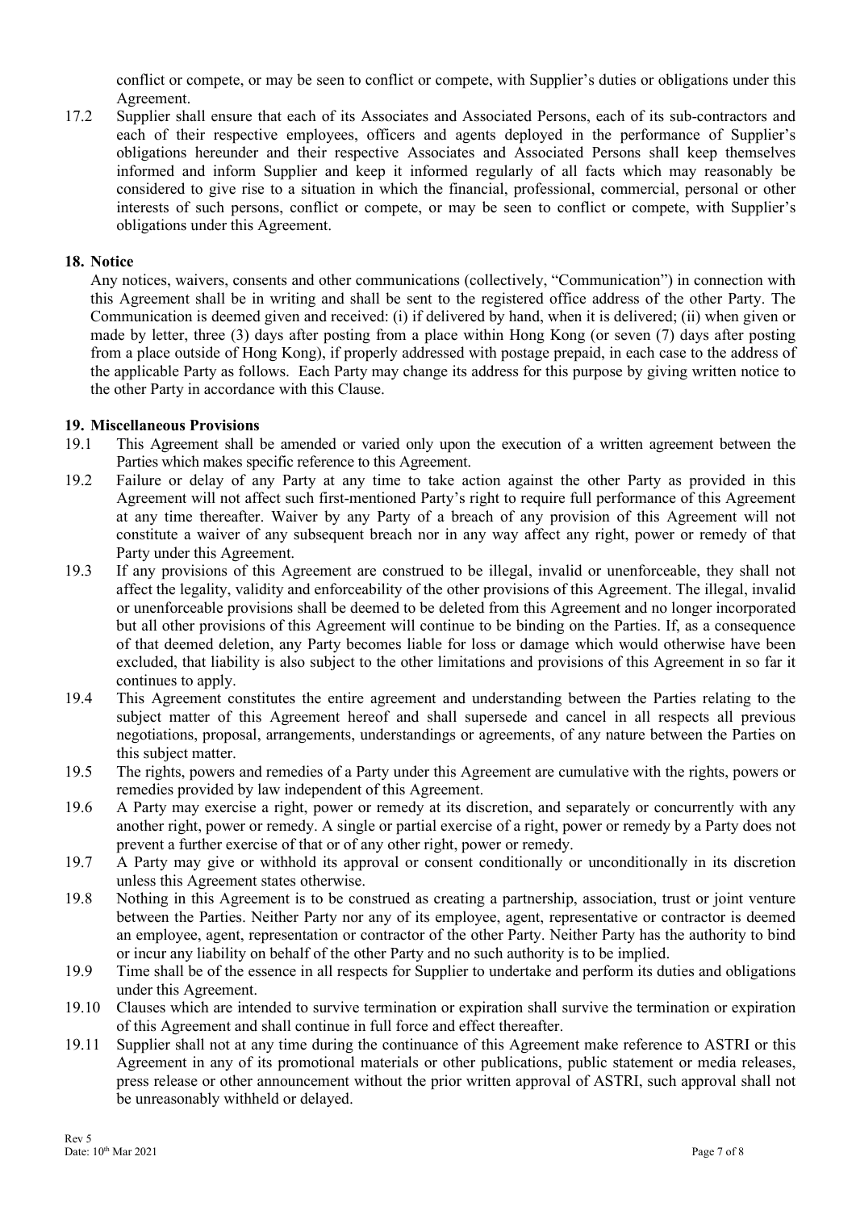conflict or compete, or may be seen to conflict or compete, with Supplier's duties or obligations under this Agreement.

17.2 Supplier shall ensure that each of its Associates and Associated Persons, each of its sub-contractors and each of their respective employees, officers and agents deployed in the performance of Supplier's obligations hereunder and their respective Associates and Associated Persons shall keep themselves informed and inform Supplier and keep it informed regularly of all facts which may reasonably be considered to give rise to a situation in which the financial, professional, commercial, personal or other interests of such persons, conflict or compete, or may be seen to conflict or compete, with Supplier's obligations under this Agreement.

## 18. Notice

Any notices, waivers, consents and other communications (collectively, "Communication") in connection with this Agreement shall be in writing and shall be sent to the registered office address of the other Party. The Communication is deemed given and received: (i) if delivered by hand, when it is delivered; (ii) when given or made by letter, three (3) days after posting from a place within Hong Kong (or seven (7) days after posting from a place outside of Hong Kong), if properly addressed with postage prepaid, in each case to the address of the applicable Party as follows. Each Party may change its address for this purpose by giving written notice to the other Party in accordance with this Clause.

## 19. Miscellaneous Provisions

19.1 This Agreement shall be amended or varied only upon the execution of a written agreement between the Parties which makes specific reference to this Agreement.

19.2 Failure or delay of any Party at any time to take action against the other Party as provided in this Agreement will not affect such first-mentioned Party's right to require full performance of this Agreement at any time thereafter. Waiver by any Party of a breach of any provision of this Agreement will not constitute a waiver of any subsequent breach nor in any way affect any right, power or remedy of that Party under this Agreement.

19.3 If any provisions of this Agreement are construed to be illegal, invalid or unenforceable, they shall not affect the legality, validity and enforceability of the other provisions of this Agreement. The illegal, invalid or unenforceable provisions shall be deemed to be deleted from this Agreement and no longer incorporated but all other provisions of this Agreement will continue to be binding on the Parties. If, as a consequence of that deemed deletion, any Party becomes liable for loss or damage which would otherwise have been excluded, that liability is also subject to the other limitations and provisions of this Agreement in so far it continues to apply.

19.4 This Agreement constitutes the entire agreement and understanding between the Parties relating to the subject matter of this Agreement hereof and shall supersede and cancel in all respects all previous negotiations, proposal, arrangements, understandings or agreements, of any nature between the Parties on this subject matter.

19.5 The rights, powers and remedies of a Party under this Agreement are cumulative with the rights, powers or remedies provided by law independent of this Agreement.

19.6 A Party may exercise a right, power or remedy at its discretion, and separately or concurrently with any another right, power or remedy. A single or partial exercise of a right, power or remedy by a Party does not prevent a further exercise of that or of any other right, power or remedy.

19.7 A Party may give or withhold its approval or consent conditionally or unconditionally in its discretion unless this Agreement states otherwise.

19.8 Nothing in this Agreement is to be construed as creating a partnership, association, trust or joint venture between the Parties. Neither Party nor any of its employee, agent, representative or contractor is deemed an employee, agent, representation or contractor of the other Party. Neither Party has the authority to bind or incur any liability on behalf of the other Party and no such authority is to be implied.

19.9 Time shall be of the essence in all respects for Supplier to undertake and perform its duties and obligations under this Agreement.

19.10 Clauses which are intended to survive termination or expiration shall survive the termination or expiration of this Agreement and shall continue in full force and effect thereafter.

19.11 Supplier shall not at any time during the continuance of this Agreement make reference to ASTRI or this Agreement in any of its promotional materials or other publications, public statement or media releases, press release or other announcement without the prior written approval of ASTRI, such approval shall not be unreasonably withheld or delayed.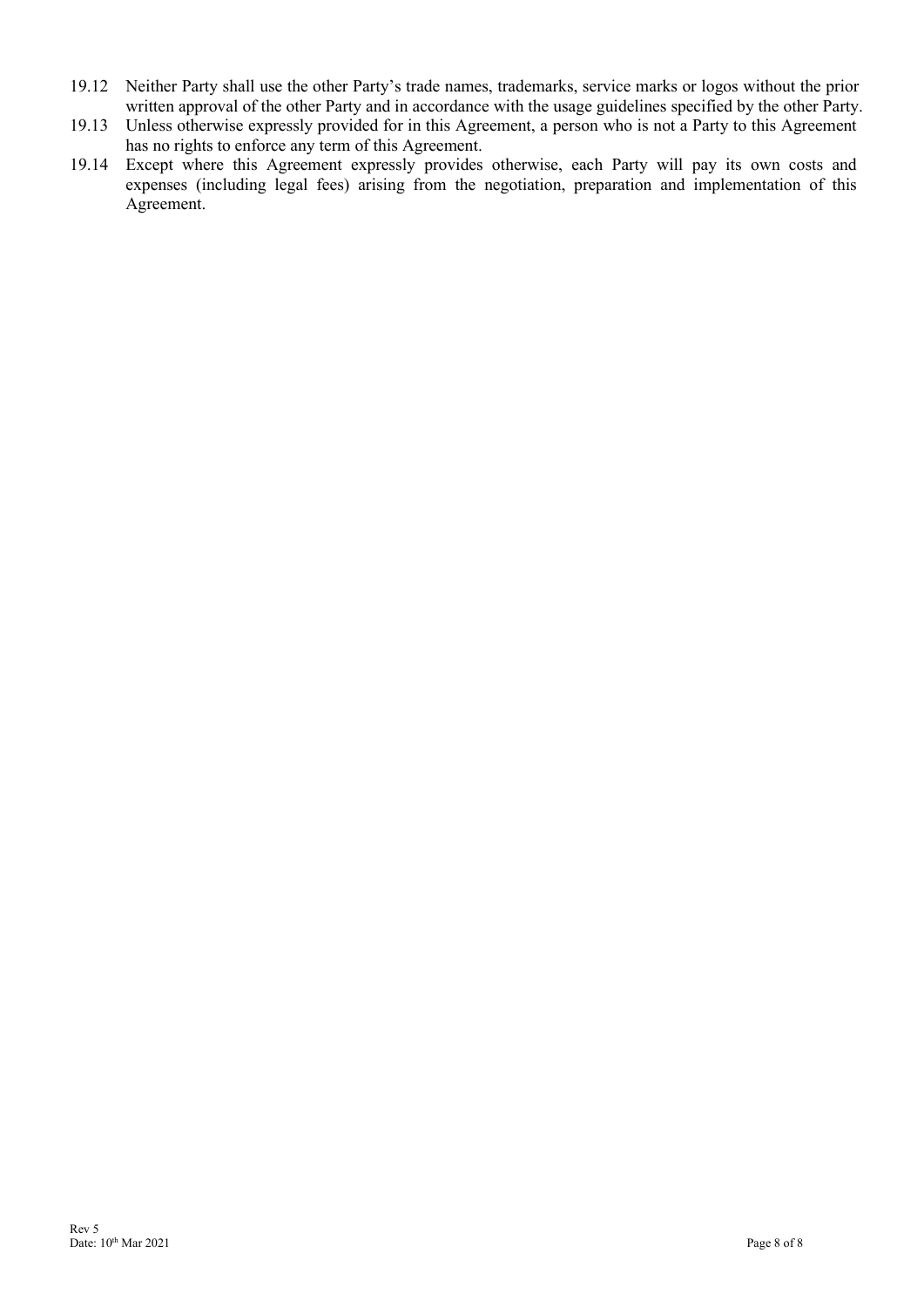19.12 Neither Party shall use the other Party's trade names, trademarks, service marks or logos without the prior written approval of the other Party and in accordance with the usage guidelines specified by the other Party.

19.13 Unless otherwise expressly provided for in this Agreement, a person who is not a Party to this Agreement has no rights to enforce any term of this Agreement.

19.14 Except where this Agreement expressly provides otherwise, each Party will pay its own costs and expenses (including legal fees) arising from the negotiation, preparation and implementation of this Agreement.